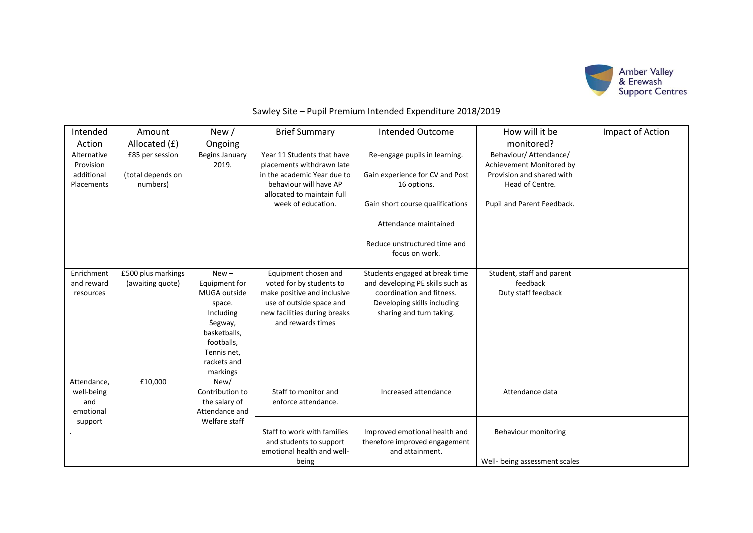Amber Valley & Erewash Support Centres

# Sawley Site – Pupil Premium Intended Expenditure 2018/2019

| Intended Action | Amount Allocated (£) | New / Ongoing | Brief Summary | Intended Outcome | How will it be monitored? | Impact of Action |
|---|---|---|---|---|---|---|
| Alternative Provision additional Placements | £85 per session (total depends on numbers) | Begins January 2019. | Year 11 Students that have placements withdrawn late in the academic Year due to behaviour will have AP allocated to maintain full week of education. | Re-engage pupils in learning. Gain experience for CV and Post 16 options. Gain short course qualifications. Attendance maintained. Reduce unstructured time and focus on work. | Behaviour/ Attendance/ Achievement Monitored by Provision and shared with Head of Centre. Pupil and Parent Feedback. | |
| Enrichment and reward resources | £500 plus markings (awaiting quote) | New – Equipment for MUGA outside space. Including Segway, basketballs, footballs, Tennis net, rackets and markings | Equipment chosen and voted for by students to make positive and inclusive use of outside space and new facilities during breaks and rewards times | Students engaged at break time and developing PE skills such as coordination and fitness. Developing skills including sharing and turn taking. | Student, staff and parent feedback. Duty staff feedback | |
| Attendance, well-being and emotional support . | £10,000 | New/ Contribution to the salary of Attendance and Welfare staff | Staff to monitor and enforce attendance. | Increased attendance | Attendance data | |
| | | | Staff to work with families and students to support emotional health and well-being | Improved emotional health and therefore improved engagement and attainment. | Behaviour monitoring. Well- being assessment scales | |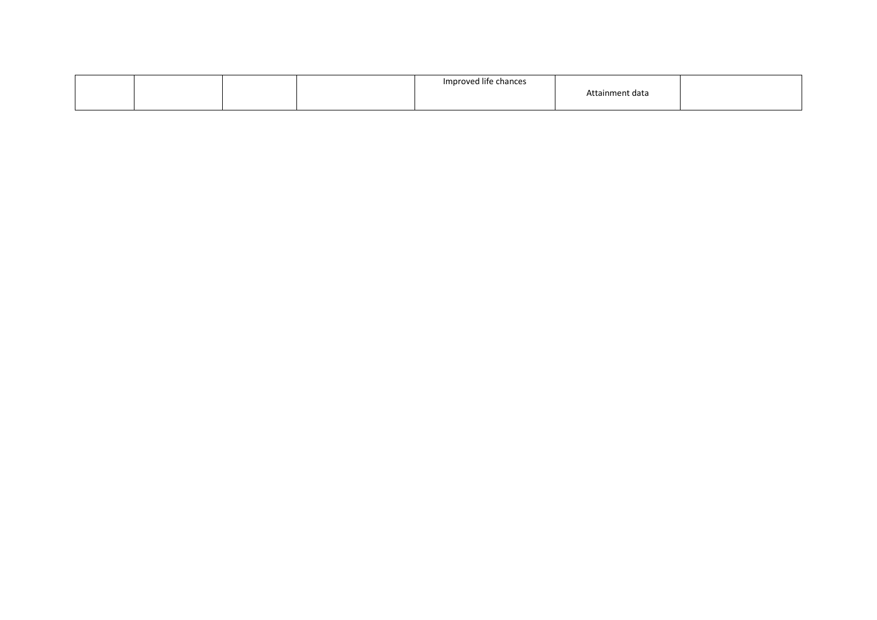| | | | | | | |
|---|---|---|---|---|---|---|
| | | | | Improved life chances | Attainment data | |